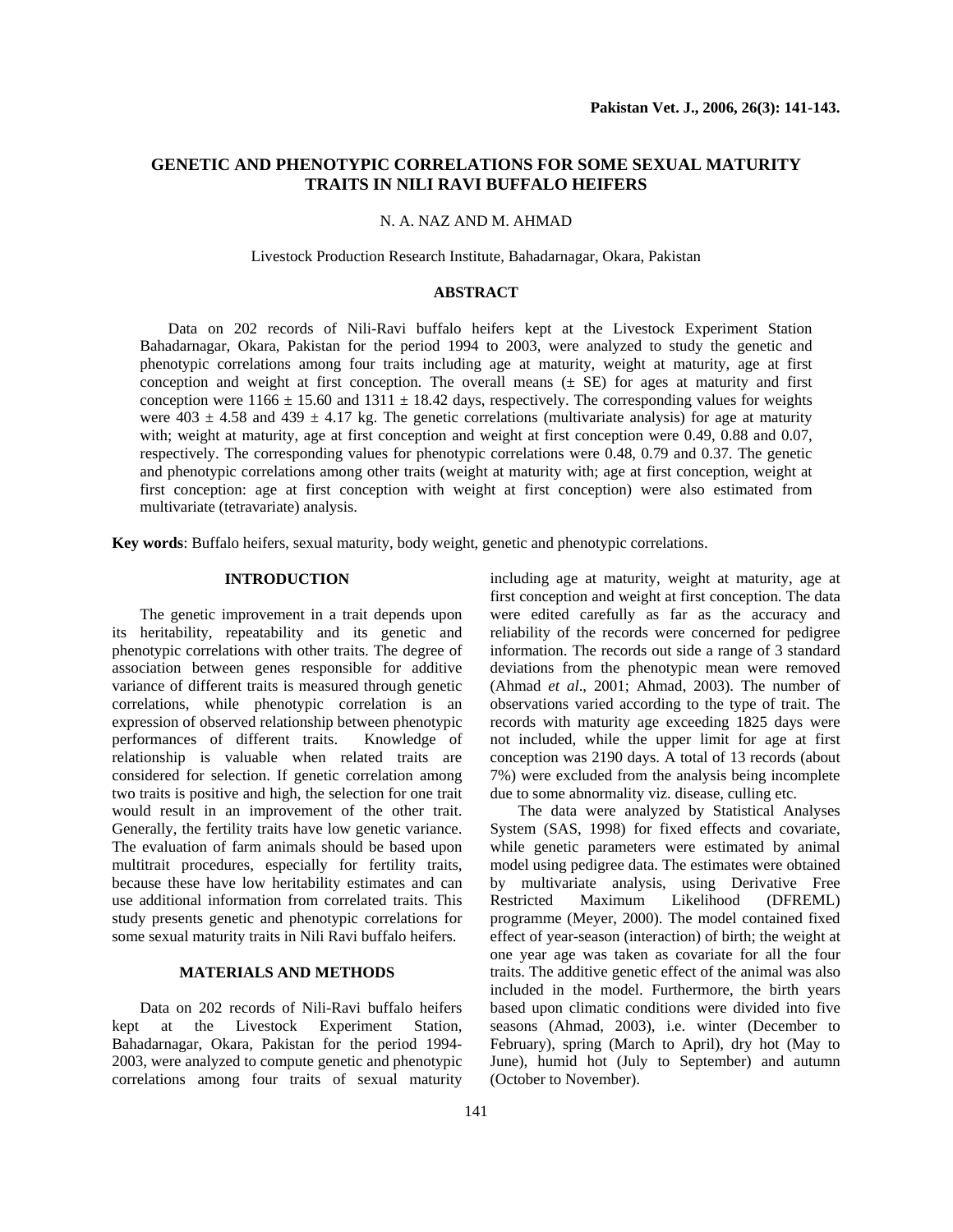# GENETIC AND PHENOTYPIC CORRELATIONS FOR SOME SEXUAL MATURITY TRAITS IN NILI RAVI BUFFALO HEIFERS

N. A. NAZ AND M. AHMAD

Livestock Production Research Institute, Bahadarnagar, Okara, Pakistan

## ABSTRACT

Data on 202 records of Nili-Ravi buffalo heifers kept at the Livestock Experiment Station Bahadarnagar, Okara, Pakistan for the period 1994 to 2003, were analyzed to study the genetic and phenotypic correlations among four traits including age at maturity, weight at maturity, age at first conception and weight at first conception. The overall means (± SE) for ages at maturity and first conception were 1166 ± 15.60 and 1311 ± 18.42 days, respectively. The corresponding values for weights were 403 ± 4.58 and 439 ± 4.17 kg. The genetic correlations (multivariate analysis) for age at maturity with; weight at maturity, age at first conception and weight at first conception were 0.49, 0.88 and 0.07, respectively. The corresponding values for phenotypic correlations were 0.48, 0.79 and 0.37. The genetic and phenotypic correlations among other traits (weight at maturity with; age at first conception, weight at first conception: age at first conception with weight at first conception) were also estimated from multivariate (tetravariate) analysis.

**Key words**: Buffalo heifers, sexual maturity, body weight, genetic and phenotypic correlations.

## INTRODUCTION

The genetic improvement in a trait depends upon its heritability, repeatability and its genetic and phenotypic correlations with other traits. The degree of association between genes responsible for additive variance of different traits is measured through genetic correlations, while phenotypic correlation is an expression of observed relationship between phenotypic performances of different traits. Knowledge of relationship is valuable when related traits are considered for selection. If genetic correlation among two traits is positive and high, the selection for one trait would result in an improvement of the other trait. Generally, the fertility traits have low genetic variance. The evaluation of farm animals should be based upon multitrait procedures, especially for fertility traits, because these have low heritability estimates and can use additional information from correlated traits. This study presents genetic and phenotypic correlations for some sexual maturity traits in Nili Ravi buffalo heifers.

## MATERIALS AND METHODS

Data on 202 records of Nili-Ravi buffalo heifers kept at the Livestock Experiment Station, Bahadarnagar, Okara, Pakistan for the period 1994-2003, were analyzed to compute genetic and phenotypic correlations among four traits of sexual maturity including age at maturity, weight at maturity, age at first conception and weight at first conception. The data were edited carefully as far as the accuracy and reliability of the records were concerned for pedigree information. The records out side a range of 3 standard deviations from the phenotypic mean were removed (Ahmad *et al*., 2001; Ahmad, 2003). The number of observations varied according to the type of trait. The records with maturity age exceeding 1825 days were not included, while the upper limit for age at first conception was 2190 days. A total of 13 records (about 7%) were excluded from the analysis being incomplete due to some abnormality viz. disease, culling etc.

The data were analyzed by Statistical Analyses System (SAS, 1998) for fixed effects and covariate, while genetic parameters were estimated by animal model using pedigree data. The estimates were obtained by multivariate analysis, using Derivative Free Restricted Maximum Likelihood (DFREML) programme (Meyer, 2000). The model contained fixed effect of year-season (interaction) of birth; the weight at one year age was taken as covariate for all the four traits. The additive genetic effect of the animal was also included in the model. Furthermore, the birth years based upon climatic conditions were divided into five seasons (Ahmad, 2003), i.e. winter (December to February), spring (March to April), dry hot (May to June), humid hot (July to September) and autumn (October to November).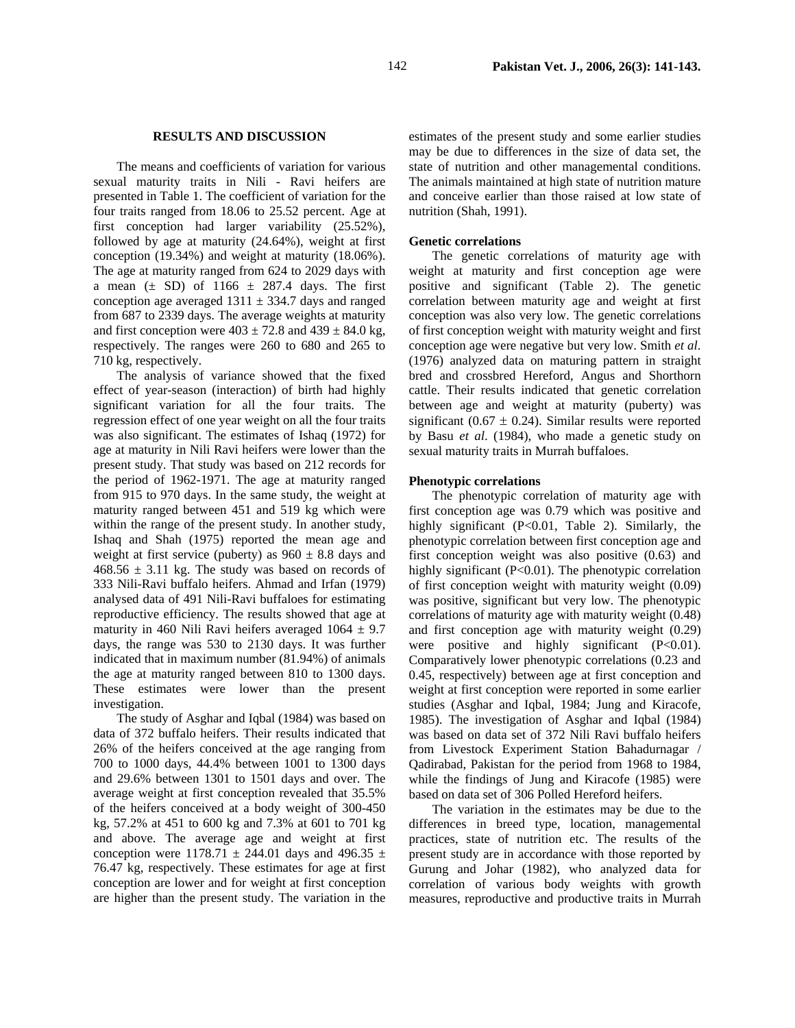## RESULTS AND DISCUSSION

The means and coefficients of variation for various sexual maturity traits in Nili - Ravi heifers are presented in Table 1. The coefficient of variation for the four traits ranged from 18.06 to 25.52 percent. Age at first conception had larger variability (25.52%), followed by age at maturity (24.64%), weight at first conception (19.34%) and weight at maturity (18.06%). The age at maturity ranged from 624 to 2029 days with a mean (± SD) of 1166 ± 287.4 days. The first conception age averaged 1311 ± 334.7 days and ranged from 687 to 2339 days. The average weights at maturity and first conception were 403 ± 72.8 and 439 ± 84.0 kg, respectively. The ranges were 260 to 680 and 265 to 710 kg, respectively.

The analysis of variance showed that the fixed effect of year-season (interaction) of birth had highly significant variation for all the four traits. The regression effect of one year weight on all the four traits was also significant. The estimates of Ishaq (1972) for age at maturity in Nili Ravi heifers were lower than the present study. That study was based on 212 records for the period of 1962-1971. The age at maturity ranged from 915 to 970 days. In the same study, the weight at maturity ranged between 451 and 519 kg which were within the range of the present study. In another study, Ishaq and Shah (1975) reported the mean age and weight at first service (puberty) as 960 ± 8.8 days and 468.56 ± 3.11 kg. The study was based on records of 333 Nili-Ravi buffalo heifers. Ahmad and Irfan (1979) analysed data of 491 Nili-Ravi buffaloes for estimating reproductive efficiency. The results showed that age at maturity in 460 Nili Ravi heifers averaged 1064 ± 9.7 days, the range was 530 to 2130 days. It was further indicated that in maximum number (81.94%) of animals the age at maturity ranged between 810 to 1300 days. These estimates were lower than the present investigation.

The study of Asghar and Iqbal (1984) was based on data of 372 buffalo heifers. Their results indicated that 26% of the heifers conceived at the age ranging from 700 to 1000 days, 44.4% between 1001 to 1300 days and 29.6% between 1301 to 1501 days and over. The average weight at first conception revealed that 35.5% of the heifers conceived at a body weight of 300-450 kg, 57.2% at 451 to 600 kg and 7.3% at 601 to 701 kg and above. The average age and weight at first conception were 1178.71 ± 244.01 days and 496.35 ± 76.47 kg, respectively. These estimates for age at first conception are lower and for weight at first conception are higher than the present study. The variation in the estimates of the present study and some earlier studies may be due to differences in the size of data set, the state of nutrition and other managemental conditions. The animals maintained at high state of nutrition mature and conceive earlier than those raised at low state of nutrition (Shah, 1991).

### Genetic correlations

The genetic correlations of maturity age with weight at maturity and first conception age were positive and significant (Table 2). The genetic correlation between maturity age and weight at first conception was also very low. The genetic correlations of first conception weight with maturity weight and first conception age were negative but very low. Smith *et al*. (1976) analyzed data on maturing pattern in straight bred and crossbred Hereford, Angus and Shorthorn cattle. Their results indicated that genetic correlation between age and weight at maturity (puberty) was significant (0.67 ± 0.24). Similar results were reported by Basu *et al*. (1984), who made a genetic study on sexual maturity traits in Murrah buffaloes.

### Phenotypic correlations

The phenotypic correlation of maturity age with first conception age was 0.79 which was positive and highly significant ($P<0.01$, Table 2). Similarly, the phenotypic correlation between first conception age and first conception weight was also positive (0.63) and highly significant ($P<0.01$). The phenotypic correlation of first conception weight with maturity weight (0.09) was positive, significant but very low. The phenotypic correlations of maturity age with maturity weight (0.48) and first conception age with maturity weight (0.29) were positive and highly significant ($P<0.01$). Comparatively lower phenotypic correlations (0.23 and 0.45, respectively) between age at first conception and weight at first conception were reported in some earlier studies (Asghar and Iqbal, 1984; Jung and Kiracofe, 1985). The investigation of Asghar and Iqbal (1984) was based on data set of 372 Nili Ravi buffalo heifers from Livestock Experiment Station Bahadurnagar / Qadirabad, Pakistan for the period from 1968 to 1984, while the findings of Jung and Kiracofe (1985) were based on data set of 306 Polled Hereford heifers.

The variation in the estimates may be due to the differences in breed type, location, managemental practices, state of nutrition etc. The results of the present study are in accordance with those reported by Gurung and Johar (1982), who analyzed data for correlation of various body weights with growth measures, reproductive and productive traits in Murrah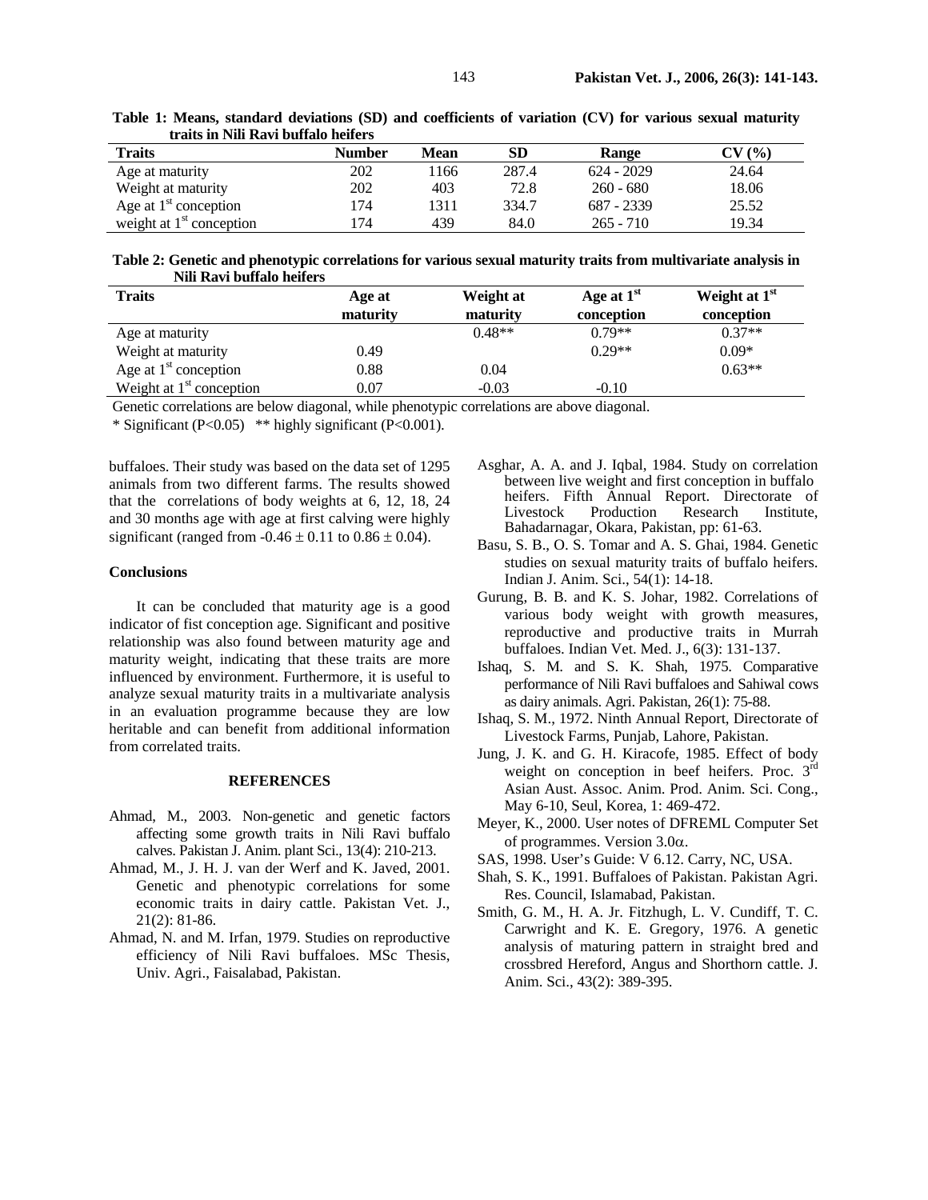**Table 1: Means, standard deviations (SD) and coefficients of variation (CV) for various sexual maturity traits in Nili Ravi buffalo heifers**

| Traits | Number | Mean | SD | Range | CV (%) |
|---|---|---|---|---|---|
| Age at maturity | 202 | 1166 | 287.4 | 624 - 2029 | 24.64 |
| Weight at maturity | 202 | 403 | 72.8 | 260 - 680 | 18.06 |
| Age at 1st conception | 174 | 1311 | 334.7 | 687 - 2339 | 25.52 |
| weight at 1st conception | 174 | 439 | 84.0 | 265 - 710 | 19.34 |

**Table 2: Genetic and phenotypic correlations for various sexual maturity traits from multivariate analysis in Nili Ravi buffalo heifers**

| Traits | Age at maturity | Weight at maturity | Age at 1st conception | Weight at 1st conception |
|---|---|---|---|---|
| Age at maturity | | 0.48** | 0.79** | 0.37** |
| Weight at maturity | 0.49 | | 0.29** | 0.09* |
| Age at 1st conception | 0.88 | 0.04 | | 0.63** |
| Weight at 1st conception | 0.07 | -0.03 | -0.10 | |

Genetic correlations are below diagonal, while phenotypic correlations are above diagonal.

\* Significant ($P<0.05$) ** highly significant ($P<0.001$).

buffaloes. Their study was based on the data set of 1295 animals from two different farms. The results showed that the correlations of body weights at 6, 12, 18, 24 and 30 months age with age at first calving were highly significant (ranged from $-0.46 \pm 0.11$ to $0.86 \pm 0.04$).

## Conclusions

It can be concluded that maturity age is a good indicator of fist conception age. Significant and positive relationship was also found between maturity age and maturity weight, indicating that these traits are more influenced by environment. Furthermore, it is useful to analyze sexual maturity traits in a multivariate analysis in an evaluation programme because they are low heritable and can benefit from additional information from correlated traits.

## REFERENCES

Ahmad, M., 2003. Non-genetic and genetic factors affecting some growth traits in Nili Ravi buffalo calves. Pakistan J. Anim. plant Sci., 13(4): 210-213.

Ahmad, M., J. H. J. van der Werf and K. Javed, 2001. Genetic and phenotypic correlations for some economic traits in dairy cattle. Pakistan Vet. J., 21(2): 81-86.

Ahmad, N. and M. Irfan, 1979. Studies on reproductive efficiency of Nili Ravi buffaloes. MSc Thesis, Univ. Agri., Faisalabad, Pakistan.

Asghar, A. A. and J. Iqbal, 1984. Study on correlation between live weight and first conception in buffalo heifers. Fifth Annual Report. Directorate of Livestock Production Research Institute, Bahadarnagar, Okara, Pakistan, pp: 61-63.

Basu, S. B., O. S. Tomar and A. S. Ghai, 1984. Genetic studies on sexual maturity traits of buffalo heifers. Indian J. Anim. Sci., 54(1): 14-18.

Gurung, B. B. and K. S. Johar, 1982. Correlations of various body weight with growth measures, reproductive and productive traits in Murrah buffaloes. Indian Vet. Med. J., 6(3): 131-137.

Ishaq, S. M. and S. K. Shah, 1975. Comparative performance of Nili Ravi buffaloes and Sahiwal cows as dairy animals. Agri. Pakistan, 26(1): 75-88.

Ishaq, S. M., 1972. Ninth Annual Report, Directorate of Livestock Farms, Punjab, Lahore, Pakistan.

Jung, J. K. and G. H. Kiracofe, 1985. Effect of body weight on conception in beef heifers. Proc. 3rd Asian Aust. Assoc. Anim. Prod. Anim. Sci. Cong., May 6-10, Seul, Korea, 1: 469-472.

Meyer, K., 2000. User notes of DFREML Computer Set of programmes. Version 3.0$\alpha$.

SAS, 1998. User's Guide: V 6.12. Carry, NC, USA.

Shah, S. K., 1991. Buffaloes of Pakistan. Pakistan Agri. Res. Council, Islamabad, Pakistan.

Smith, G. M., H. A. Jr. Fitzhugh, L. V. Cundiff, T. C. Carwright and K. E. Gregory, 1976. A genetic analysis of maturing pattern in straight bred and crossbred Hereford, Angus and Shorthorn cattle. J. Anim. Sci., 43(2): 389-395.